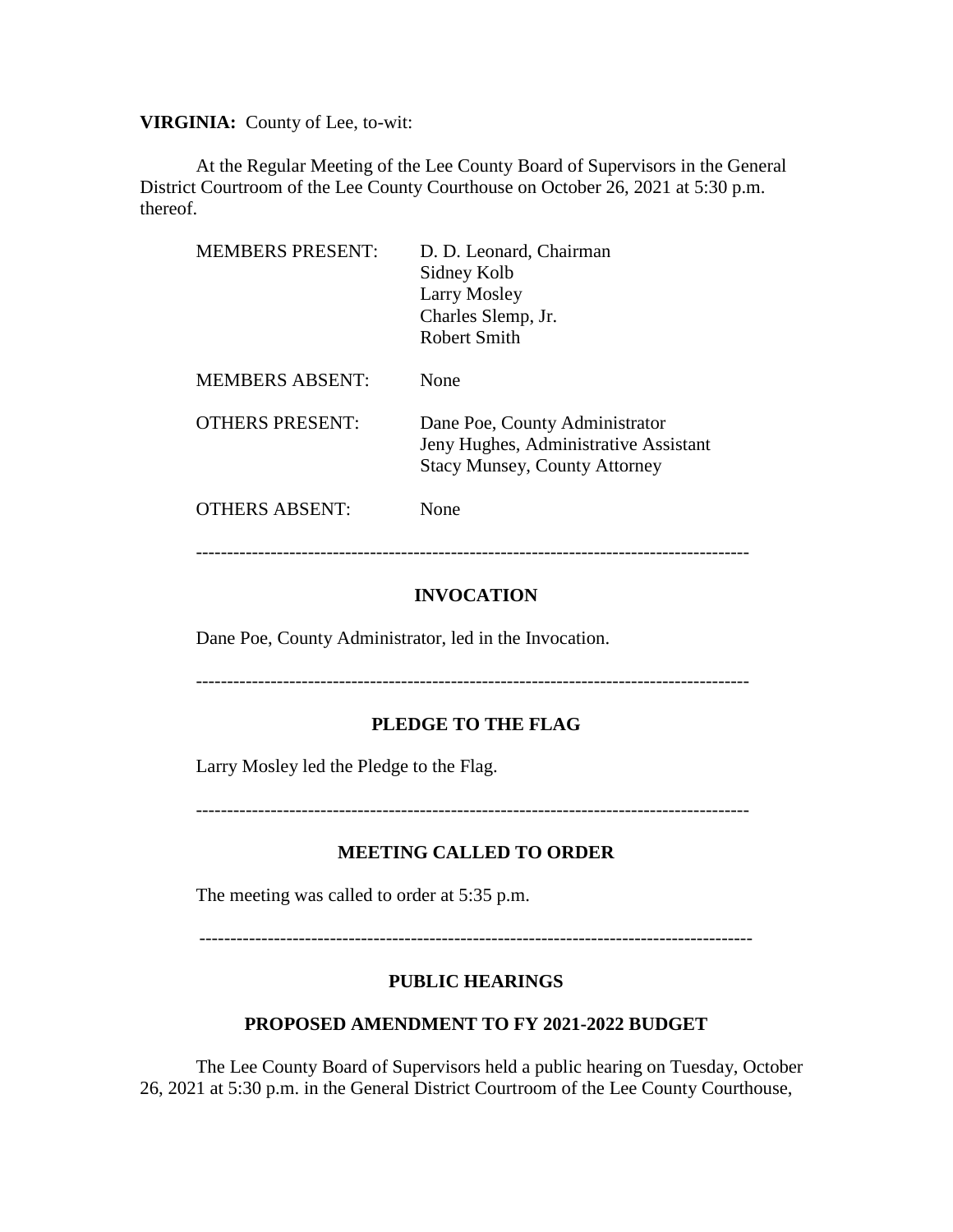**VIRGINIA:** County of Lee, to-wit:

At the Regular Meeting of the Lee County Board of Supervisors in the General District Courtroom of the Lee County Courthouse on October 26, 2021 at 5:30 p.m. thereof.

| | |
|---|---|
| MEMBERS PRESENT: | D. D. Leonard, Chairman<br>Sidney Kolb<br>Larry Mosley<br>Charles Slemp, Jr.<br>Robert Smith |
| MEMBERS ABSENT: | None |
| OTHERS PRESENT: | Dane Poe, County Administrator<br>Jeny Hughes, Administrative Assistant<br>Stacy Munsey, County Attorney |
| OTHERS ABSENT: | None |

---

**INVOCATION**

Dane Poe, County Administrator, led in the Invocation.

---

**PLEDGE TO THE FLAG**

Larry Mosley led the Pledge to the Flag.

---

**MEETING CALLED TO ORDER**

The meeting was called to order at 5:35 p.m.

---

**PUBLIC HEARINGS**

**PROPOSED AMENDMENT TO FY 2021-2022 BUDGET**

The Lee County Board of Supervisors held a public hearing on Tuesday, October 26, 2021 at 5:30 p.m. in the General District Courtroom of the Lee County Courthouse,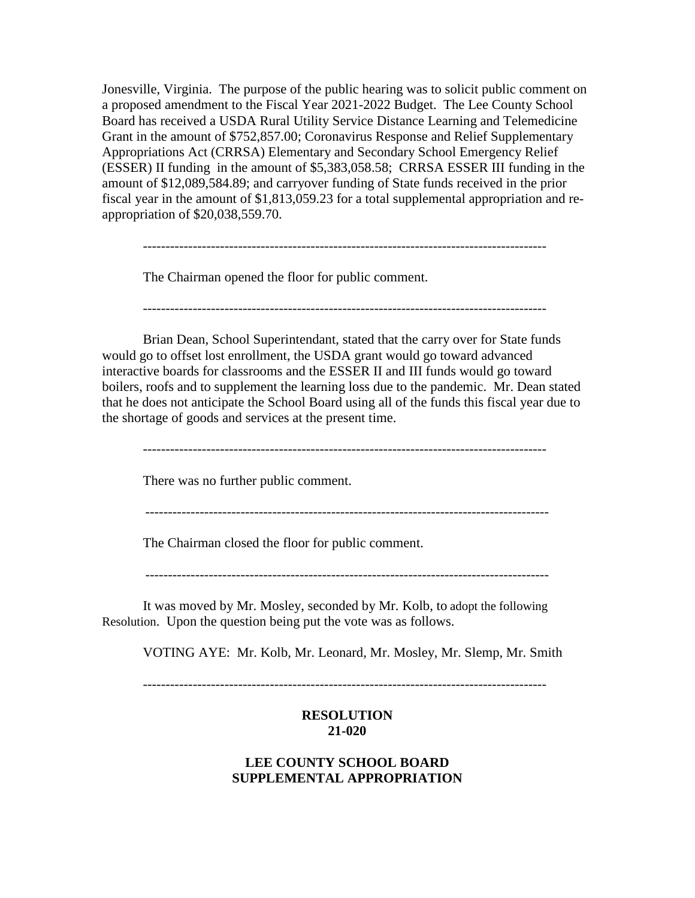Jonesville, Virginia. The purpose of the public hearing was to solicit public comment on a proposed amendment to the Fiscal Year 2021-2022 Budget. The Lee County School Board has received a USDA Rural Utility Service Distance Learning and Telemedicine Grant in the amount of $752,857.00; Coronavirus Response and Relief Supplementary Appropriations Act (CRRSA) Elementary and Secondary School Emergency Relief (ESSER) II funding in the amount of $5,383,058.58; CRRSA ESSER III funding in the amount of $12,089,584.89; and carryover funding of State funds received in the prior fiscal year in the amount of $1,813,059.23 for a total supplemental appropriation and re-appropriation of $20,038,559.70.

---

The Chairman opened the floor for public comment.

---

Brian Dean, School Superintendant, stated that the carry over for State funds would go to offset lost enrollment, the USDA grant would go toward advanced interactive boards for classrooms and the ESSER II and III funds would go toward boilers, roofs and to supplement the learning loss due to the pandemic. Mr. Dean stated that he does not anticipate the School Board using all of the funds this fiscal year due to the shortage of goods and services at the present time.

---

There was no further public comment.

---

The Chairman closed the floor for public comment.

---

It was moved by Mr. Mosley, seconded by Mr. Kolb, to adopt the following Resolution. Upon the question being put the vote was as follows.

VOTING AYE: Mr. Kolb, Mr. Leonard, Mr. Mosley, Mr. Slemp, Mr. Smith

---

**RESOLUTION**
**21-020**

**LEE COUNTY SCHOOL BOARD**
**SUPPLEMENTAL APPROPRIATION**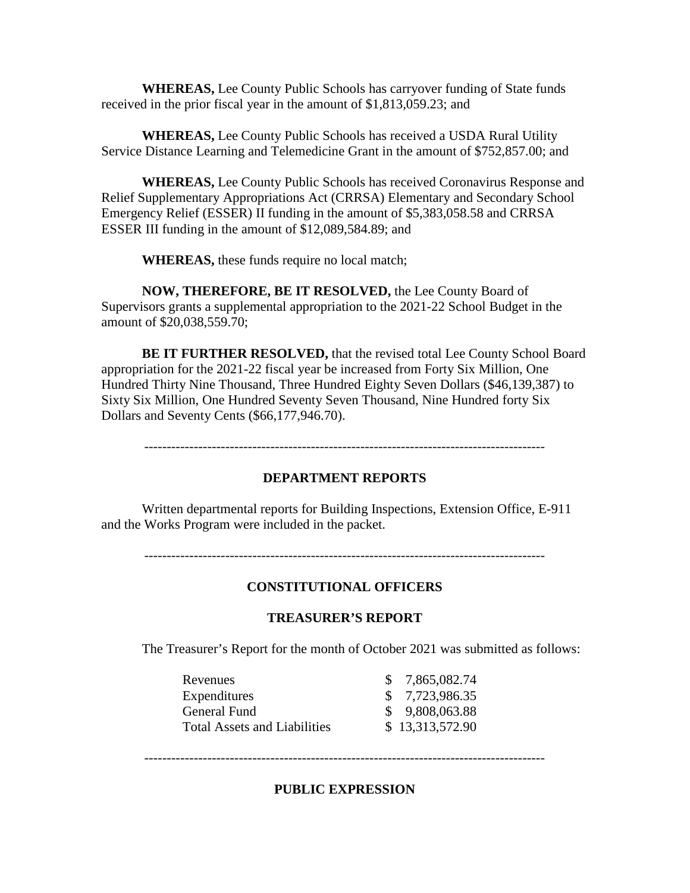**WHEREAS,** Lee County Public Schools has carryover funding of State funds received in the prior fiscal year in the amount of $1,813,059.23; and

**WHEREAS,** Lee County Public Schools has received a USDA Rural Utility Service Distance Learning and Telemedicine Grant in the amount of $752,857.00; and

**WHEREAS,** Lee County Public Schools has received Coronavirus Response and Relief Supplementary Appropriations Act (CRRSA) Elementary and Secondary School Emergency Relief (ESSER) II funding in the amount of $5,383,058.58 and CRRSA ESSER III funding in the amount of $12,089,584.89; and

**WHEREAS,** these funds require no local match;

**NOW, THEREFORE, BE IT RESOLVED,** the Lee County Board of Supervisors grants a supplemental appropriation to the 2021-22 School Budget in the amount of $20,038,559.70;

**BE IT FURTHER RESOLVED,** that the revised total Lee County School Board appropriation for the 2021-22 fiscal year be increased from Forty Six Million, One Hundred Thirty Nine Thousand, Three Hundred Eighty Seven Dollars ($46,139,387) to Sixty Six Million, One Hundred Seventy Seven Thousand, Nine Hundred forty Six Dollars and Seventy Cents ($66,177,946.70).

---

## DEPARTMENT REPORTS

Written departmental reports for Building Inspections, Extension Office, E-911 and the Works Program were included in the packet.

---

## CONSTITUTIONAL OFFICERS

### TREASURER'S REPORT

The Treasurer's Report for the month of October 2021 was submitted as follows:

| | |
|---|---|
| Revenues | $ 7,865,082.74 |
| Expenditures | $ 7,723,986.35 |
| General Fund | $ 9,808,063.88 |
| Total Assets and Liabilities | $ 13,313,572.90 |

---

## PUBLIC EXPRESSION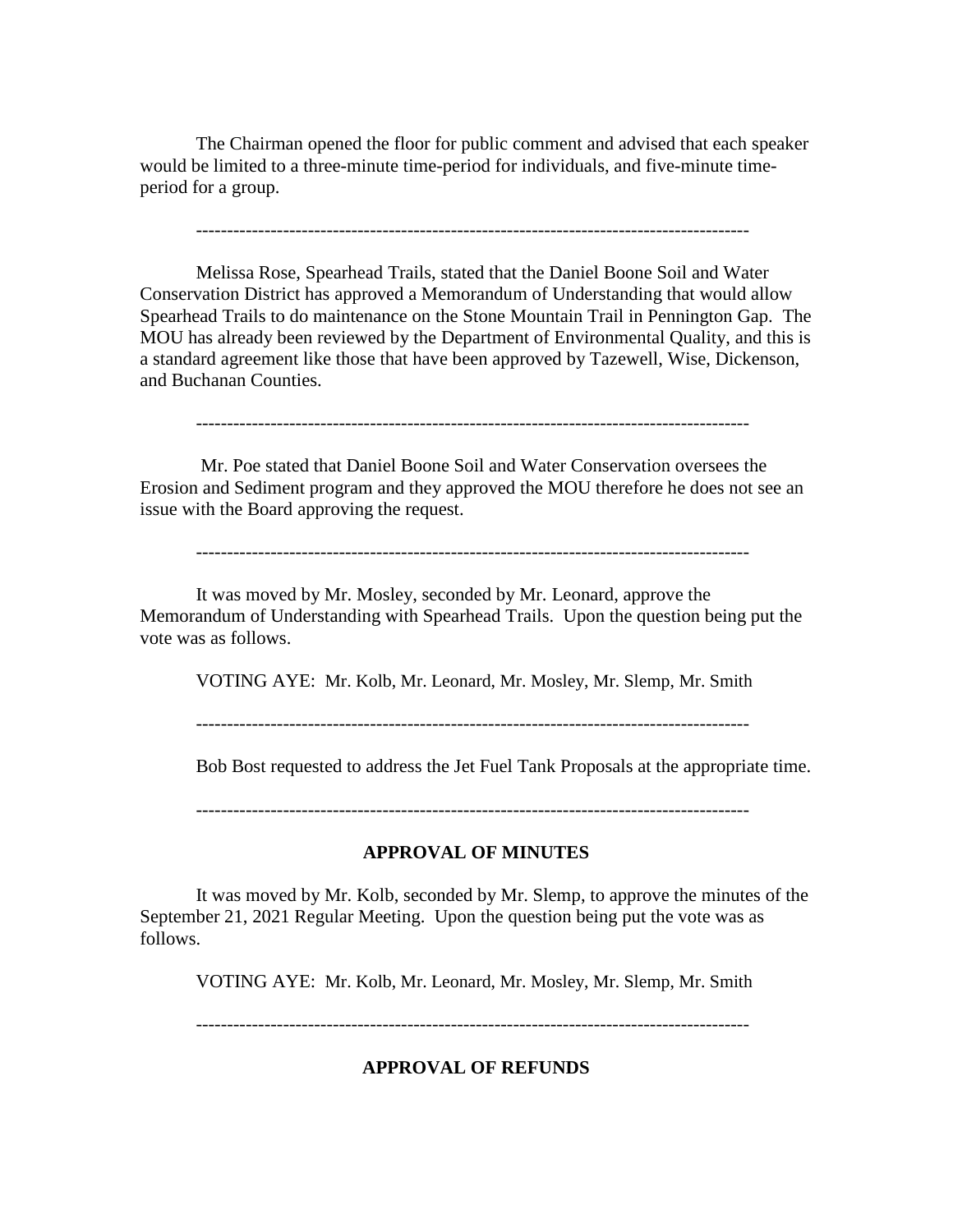The Chairman opened the floor for public comment and advised that each speaker would be limited to a three-minute time-period for individuals, and five-minute time-period for a group.

-----------------------------------------------------------------------------------------

Melissa Rose, Spearhead Trails, stated that the Daniel Boone Soil and Water Conservation District has approved a Memorandum of Understanding that would allow Spearhead Trails to do maintenance on the Stone Mountain Trail in Pennington Gap. The MOU has already been reviewed by the Department of Environmental Quality, and this is a standard agreement like those that have been approved by Tazewell, Wise, Dickenson, and Buchanan Counties.

-----------------------------------------------------------------------------------------

Mr. Poe stated that Daniel Boone Soil and Water Conservation oversees the Erosion and Sediment program and they approved the MOU therefore he does not see an issue with the Board approving the request.

-----------------------------------------------------------------------------------------

It was moved by Mr. Mosley, seconded by Mr. Leonard, approve the Memorandum of Understanding with Spearhead Trails. Upon the question being put the vote was as follows.

VOTING AYE: Mr. Kolb, Mr. Leonard, Mr. Mosley, Mr. Slemp, Mr. Smith

-----------------------------------------------------------------------------------------

Bob Bost requested to address the Jet Fuel Tank Proposals at the appropriate time.

-----------------------------------------------------------------------------------------

## APPROVAL OF MINUTES

It was moved by Mr. Kolb, seconded by Mr. Slemp, to approve the minutes of the September 21, 2021 Regular Meeting. Upon the question being put the vote was as follows.

VOTING AYE: Mr. Kolb, Mr. Leonard, Mr. Mosley, Mr. Slemp, Mr. Smith

-----------------------------------------------------------------------------------------

## APPROVAL OF REFUNDS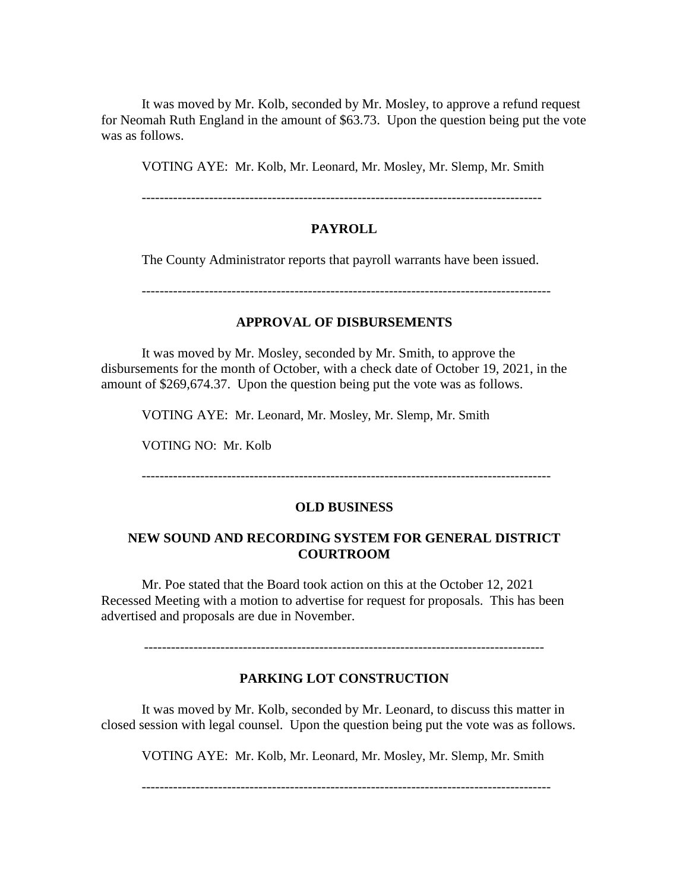It was moved by Mr. Kolb, seconded by Mr. Mosley, to approve a refund request for Neomah Ruth England in the amount of $63.73. Upon the question being put the vote was as follows.

VOTING AYE: Mr. Kolb, Mr. Leonard, Mr. Mosley, Mr. Slemp, Mr. Smith

---

**PAYROLL**

The County Administrator reports that payroll warrants have been issued.

---

**APPROVAL OF DISBURSEMENTS**

It was moved by Mr. Mosley, seconded by Mr. Smith, to approve the disbursements for the month of October, with a check date of October 19, 2021, in the amount of $269,674.37. Upon the question being put the vote was as follows.

VOTING AYE: Mr. Leonard, Mr. Mosley, Mr. Slemp, Mr. Smith

VOTING NO: Mr. Kolb

---

**OLD BUSINESS**

**NEW SOUND AND RECORDING SYSTEM FOR GENERAL DISTRICT COURTROOM**

Mr. Poe stated that the Board took action on this at the October 12, 2021 Recessed Meeting with a motion to advertise for request for proposals. This has been advertised and proposals are due in November.

---

**PARKING LOT CONSTRUCTION**

It was moved by Mr. Kolb, seconded by Mr. Leonard, to discuss this matter in closed session with legal counsel. Upon the question being put the vote was as follows.

VOTING AYE: Mr. Kolb, Mr. Leonard, Mr. Mosley, Mr. Slemp, Mr. Smith

---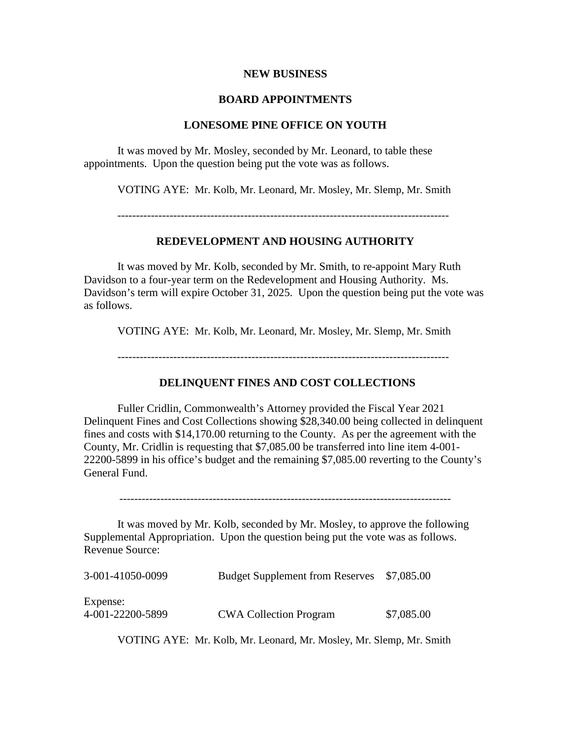## NEW BUSINESS

## BOARD APPOINTMENTS

### LONESOME PINE OFFICE ON YOUTH

It was moved by Mr. Mosley, seconded by Mr. Leonard, to table these appointments. Upon the question being put the vote was as follows.

VOTING AYE: Mr. Kolb, Mr. Leonard, Mr. Mosley, Mr. Slemp, Mr. Smith

---

### REDEVELOPMENT AND HOUSING AUTHORITY

It was moved by Mr. Kolb, seconded by Mr. Smith, to re-appoint Mary Ruth Davidson to a four-year term on the Redevelopment and Housing Authority. Ms. Davidson's term will expire October 31, 2025. Upon the question being put the vote was as follows.

VOTING AYE: Mr. Kolb, Mr. Leonard, Mr. Mosley, Mr. Slemp, Mr. Smith

---

### DELINQUENT FINES AND COST COLLECTIONS

Fuller Cridlin, Commonwealth's Attorney provided the Fiscal Year 2021 Delinquent Fines and Cost Collections showing $28,340.00 being collected in delinquent fines and costs with $14,170.00 returning to the County. As per the agreement with the County, Mr. Cridlin is requesting that $7,085.00 be transferred into line item 4-001-22200-5899 in his office's budget and the remaining $7,085.00 reverting to the County's General Fund.

---

It was moved by Mr. Kolb, seconded by Mr. Mosley, to approve the following Supplemental Appropriation. Upon the question being put the vote was as follows.
Revenue Source:

| | | |
|---|---|---|
| 3-001-41050-0099 | Budget Supplement from Reserves | $7,085.00 |
| Expense: | | |
| 4-001-22200-5899 | CWA Collection Program | $7,085.00 |

VOTING AYE: Mr. Kolb, Mr. Leonard, Mr. Mosley, Mr. Slemp, Mr. Smith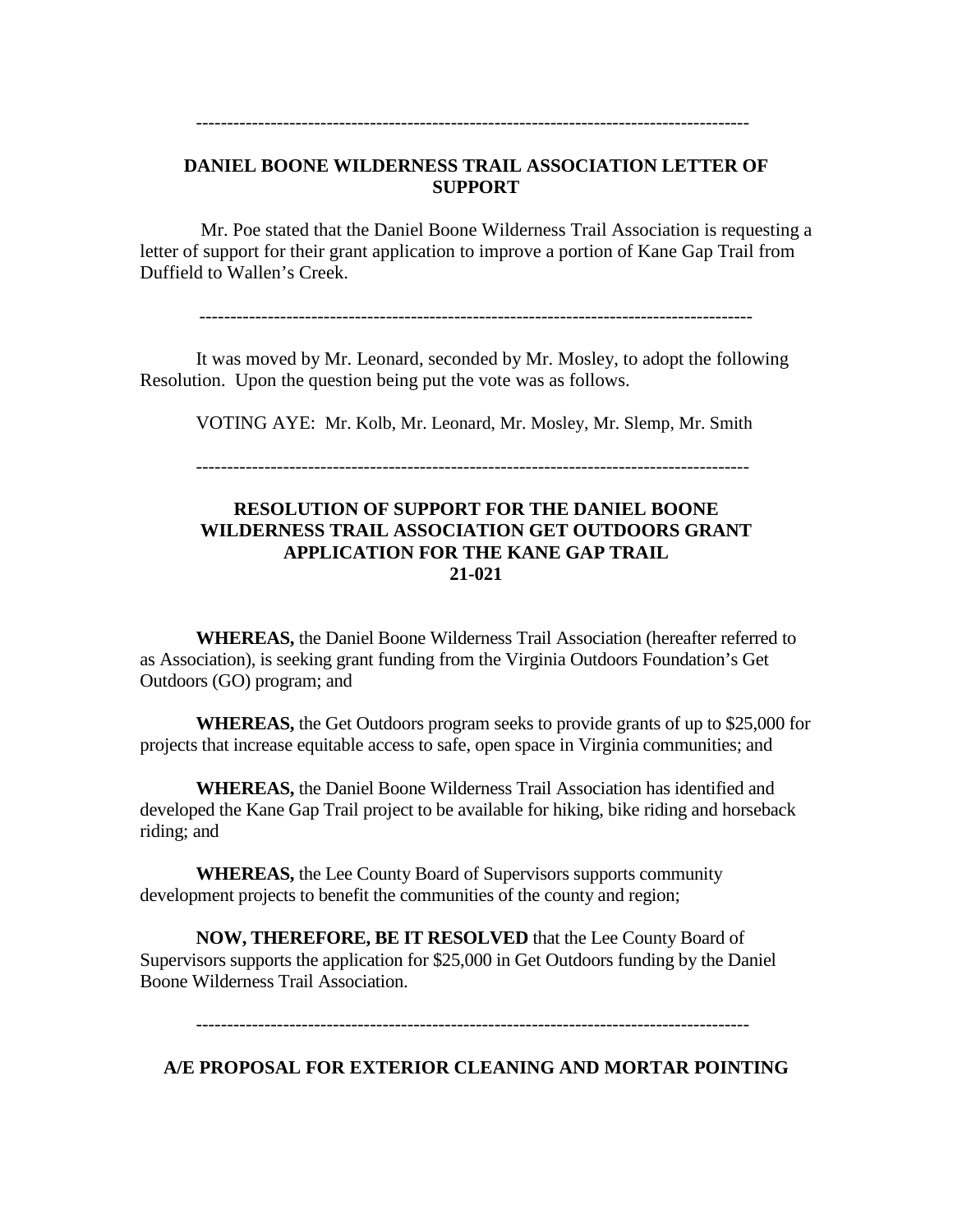---

**DANIEL BOONE WILDERNESS TRAIL ASSOCIATION LETTER OF SUPPORT**

Mr. Poe stated that the Daniel Boone Wilderness Trail Association is requesting a letter of support for their grant application to improve a portion of Kane Gap Trail from Duffield to Wallen's Creek.

---

It was moved by Mr. Leonard, seconded by Mr. Mosley, to adopt the following Resolution. Upon the question being put the vote was as follows.

VOTING AYE: Mr. Kolb, Mr. Leonard, Mr. Mosley, Mr. Slemp, Mr. Smith

---

**RESOLUTION OF SUPPORT FOR THE DANIEL BOONE WILDERNESS TRAIL ASSOCIATION GET OUTDOORS GRANT APPLICATION FOR THE KANE GAP TRAIL**
**21-021**

**WHEREAS,** the Daniel Boone Wilderness Trail Association (hereafter referred to as Association), is seeking grant funding from the Virginia Outdoors Foundation's Get Outdoors (GO) program; and

**WHEREAS,** the Get Outdoors program seeks to provide grants of up to $25,000 for projects that increase equitable access to safe, open space in Virginia communities; and

**WHEREAS,** the Daniel Boone Wilderness Trail Association has identified and developed the Kane Gap Trail project to be available for hiking, bike riding and horseback riding; and

**WHEREAS,** the Lee County Board of Supervisors supports community development projects to benefit the communities of the county and region;

**NOW, THEREFORE, BE IT RESOLVED** that the Lee County Board of Supervisors supports the application for $25,000 in Get Outdoors funding by the Daniel Boone Wilderness Trail Association.

---

**A/E PROPOSAL FOR EXTERIOR CLEANING AND MORTAR POINTING**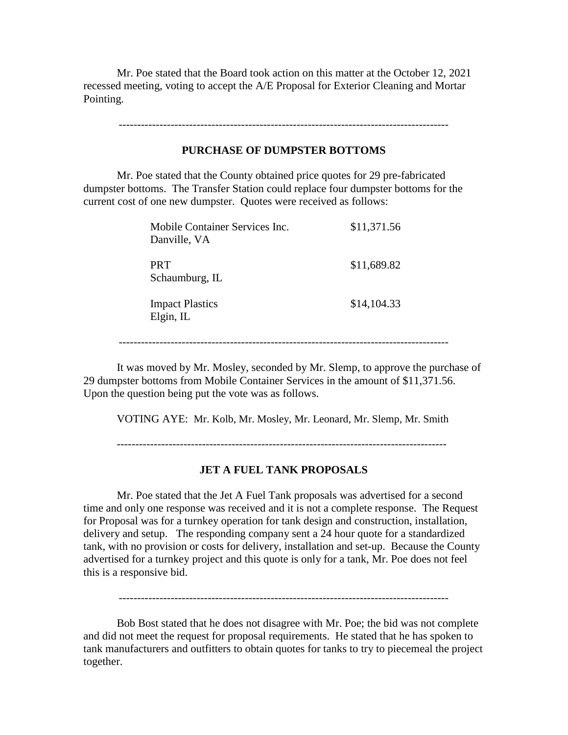Mr. Poe stated that the Board took action on this matter at the October 12, 2021 recessed meeting, voting to accept the A/E Proposal for Exterior Cleaning and Mortar Pointing.

---

**PURCHASE OF DUMPSTER BOTTOMS**

Mr. Poe stated that the County obtained price quotes for 29 pre-fabricated dumpster bottoms. The Transfer Station could replace four dumpster bottoms for the current cost of one new dumpster. Quotes were received as follows:

| Vendor | Quote |
|---|---|
| Mobile Container Services Inc.<br>Danville, VA | $11,371.56 |
| PRT<br>Schaumburg, IL | $11,689.82 |
| Impact Plastics<br>Elgin, IL | $14,104.33 |

---

It was moved by Mr. Mosley, seconded by Mr. Slemp, to approve the purchase of 29 dumpster bottoms from Mobile Container Services in the amount of $11,371.56. Upon the question being put the vote was as follows.

VOTING AYE: Mr. Kolb, Mr. Mosley, Mr. Leonard, Mr. Slemp, Mr. Smith

---

**JET A FUEL TANK PROPOSALS**

Mr. Poe stated that the Jet A Fuel Tank proposals was advertised for a second time and only one response was received and it is not a complete response. The Request for Proposal was for a turnkey operation for tank design and construction, installation, delivery and setup. The responding company sent a 24 hour quote for a standardized tank, with no provision or costs for delivery, installation and set-up. Because the County advertised for a turnkey project and this quote is only for a tank, Mr. Poe does not feel this is a responsive bid.

---

Bob Bost stated that he does not disagree with Mr. Poe; the bid was not complete and did not meet the request for proposal requirements. He stated that he has spoken to tank manufacturers and outfitters to obtain quotes for tanks to try to piecemeal the project together.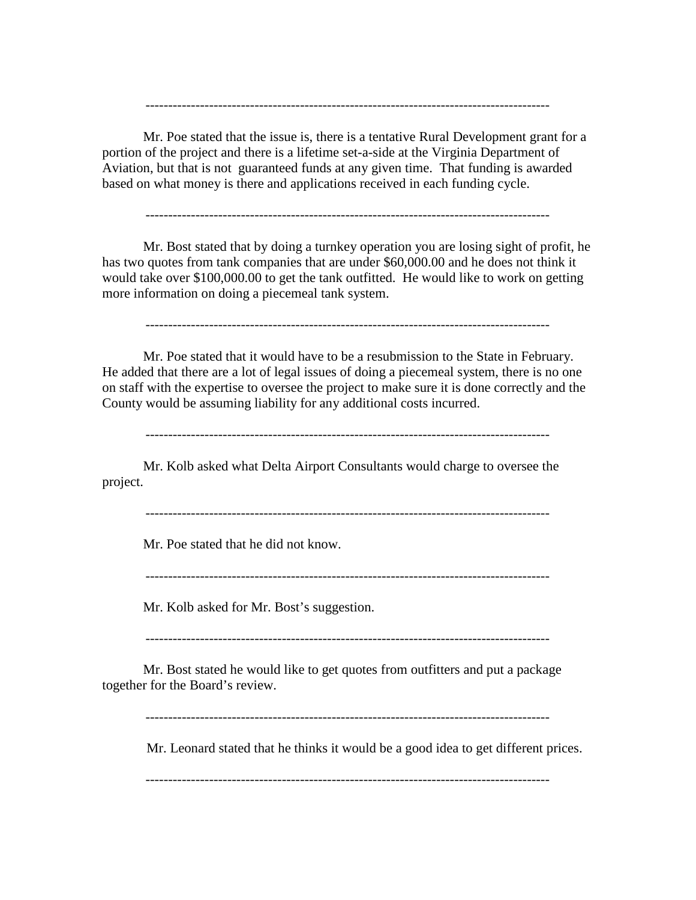------------------------------------------------------------------------------------------

Mr. Poe stated that the issue is, there is a tentative Rural Development grant for a portion of the project and there is a lifetime set-a-side at the Virginia Department of Aviation, but that is not  guaranteed funds at any given time.  That funding is awarded based on what money is there and applications received in each funding cycle.

------------------------------------------------------------------------------------------

Mr. Bost stated that by doing a turnkey operation you are losing sight of profit, he has two quotes from tank companies that are under $60,000.00 and he does not think it would take over $100,000.00 to get the tank outfitted.  He would like to work on getting more information on doing a piecemeal tank system.

------------------------------------------------------------------------------------------

Mr. Poe stated that it would have to be a resubmission to the State in February.  He added that there are a lot of legal issues of doing a piecemeal system, there is no one on staff with the expertise to oversee the project to make sure it is done correctly and the County would be assuming liability for any additional costs incurred.

------------------------------------------------------------------------------------------

Mr. Kolb asked what Delta Airport Consultants would charge to oversee the project.

------------------------------------------------------------------------------------------

Mr. Poe stated that he did not know.

------------------------------------------------------------------------------------------

Mr. Kolb asked for Mr. Bost's suggestion.

------------------------------------------------------------------------------------------

Mr. Bost stated he would like to get quotes from outfitters and put a package together for the Board's review.

------------------------------------------------------------------------------------------

Mr. Leonard stated that he thinks it would be a good idea to get different prices.

------------------------------------------------------------------------------------------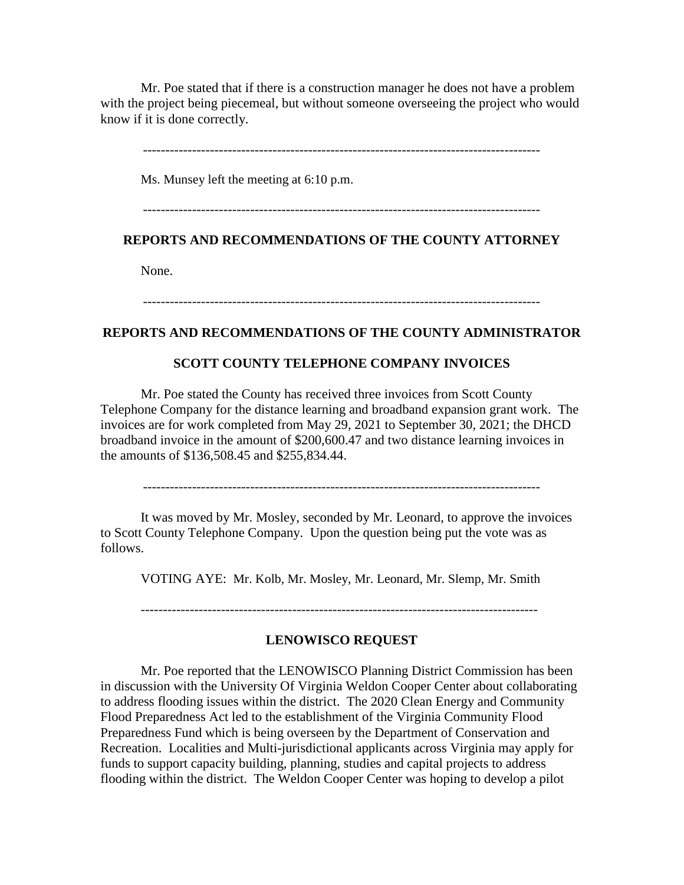Mr. Poe stated that if there is a construction manager he does not have a problem with the project being piecemeal, but without someone overseeing the project who would know if it is done correctly.

---

Ms. Munsey left the meeting at 6:10 p.m.

---

## REPORTS AND RECOMMENDATIONS OF THE COUNTY ATTORNEY

None.

---

## REPORTS AND RECOMMENDATIONS OF THE COUNTY ADMINISTRATOR

### SCOTT COUNTY TELEPHONE COMPANY INVOICES

Mr. Poe stated the County has received three invoices from Scott County Telephone Company for the distance learning and broadband expansion grant work. The invoices are for work completed from May 29, 2021 to September 30, 2021; the DHCD broadband invoice in the amount of $200,600.47 and two distance learning invoices in the amounts of $136,508.45 and $255,834.44.

---

It was moved by Mr. Mosley, seconded by Mr. Leonard, to approve the invoices to Scott County Telephone Company. Upon the question being put the vote was as follows.

VOTING AYE: Mr. Kolb, Mr. Mosley, Mr. Leonard, Mr. Slemp, Mr. Smith

---

### LENOWISCO REQUEST

Mr. Poe reported that the LENOWISCO Planning District Commission has been in discussion with the University Of Virginia Weldon Cooper Center about collaborating to address flooding issues within the district. The 2020 Clean Energy and Community Flood Preparedness Act led to the establishment of the Virginia Community Flood Preparedness Fund which is being overseen by the Department of Conservation and Recreation. Localities and Multi-jurisdictional applicants across Virginia may apply for funds to support capacity building, planning, studies and capital projects to address flooding within the district. The Weldon Cooper Center was hoping to develop a pilot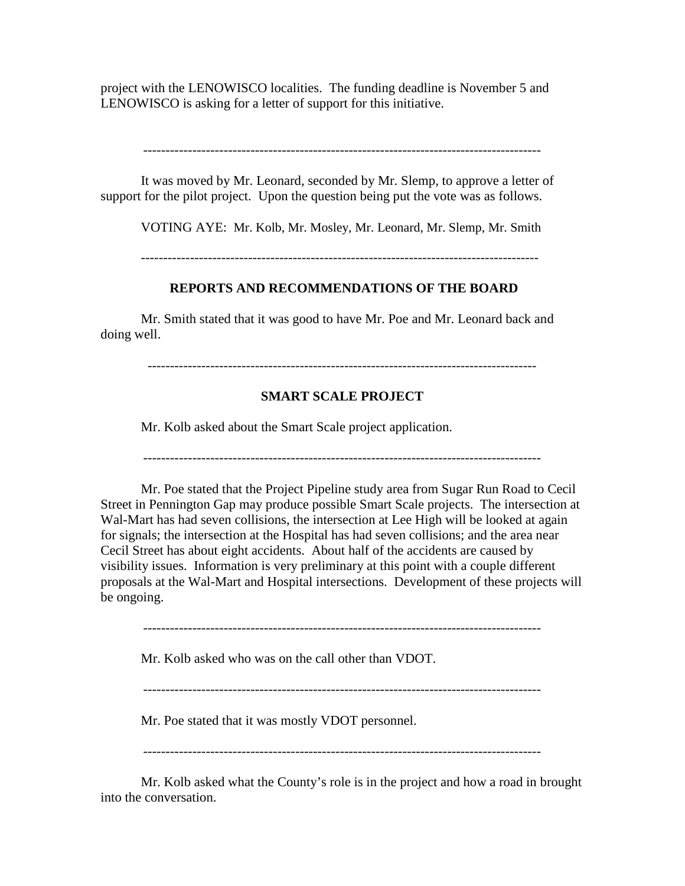project with the LENOWISCO localities. The funding deadline is November 5 and LENOWISCO is asking for a letter of support for this initiative.

---

It was moved by Mr. Leonard, seconded by Mr. Slemp, to approve a letter of support for the pilot project. Upon the question being put the vote was as follows.

VOTING AYE: Mr. Kolb, Mr. Mosley, Mr. Leonard, Mr. Slemp, Mr. Smith

---

## REPORTS AND RECOMMENDATIONS OF THE BOARD

Mr. Smith stated that it was good to have Mr. Poe and Mr. Leonard back and doing well.

---

## SMART SCALE PROJECT

Mr. Kolb asked about the Smart Scale project application.

---

Mr. Poe stated that the Project Pipeline study area from Sugar Run Road to Cecil Street in Pennington Gap may produce possible Smart Scale projects. The intersection at Wal-Mart has had seven collisions, the intersection at Lee High will be looked at again for signals; the intersection at the Hospital has had seven collisions; and the area near Cecil Street has about eight accidents. About half of the accidents are caused by visibility issues. Information is very preliminary at this point with a couple different proposals at the Wal-Mart and Hospital intersections. Development of these projects will be ongoing.

---

Mr. Kolb asked who was on the call other than VDOT.

---

Mr. Poe stated that it was mostly VDOT personnel.

---

Mr. Kolb asked what the County's role is in the project and how a road in brought into the conversation.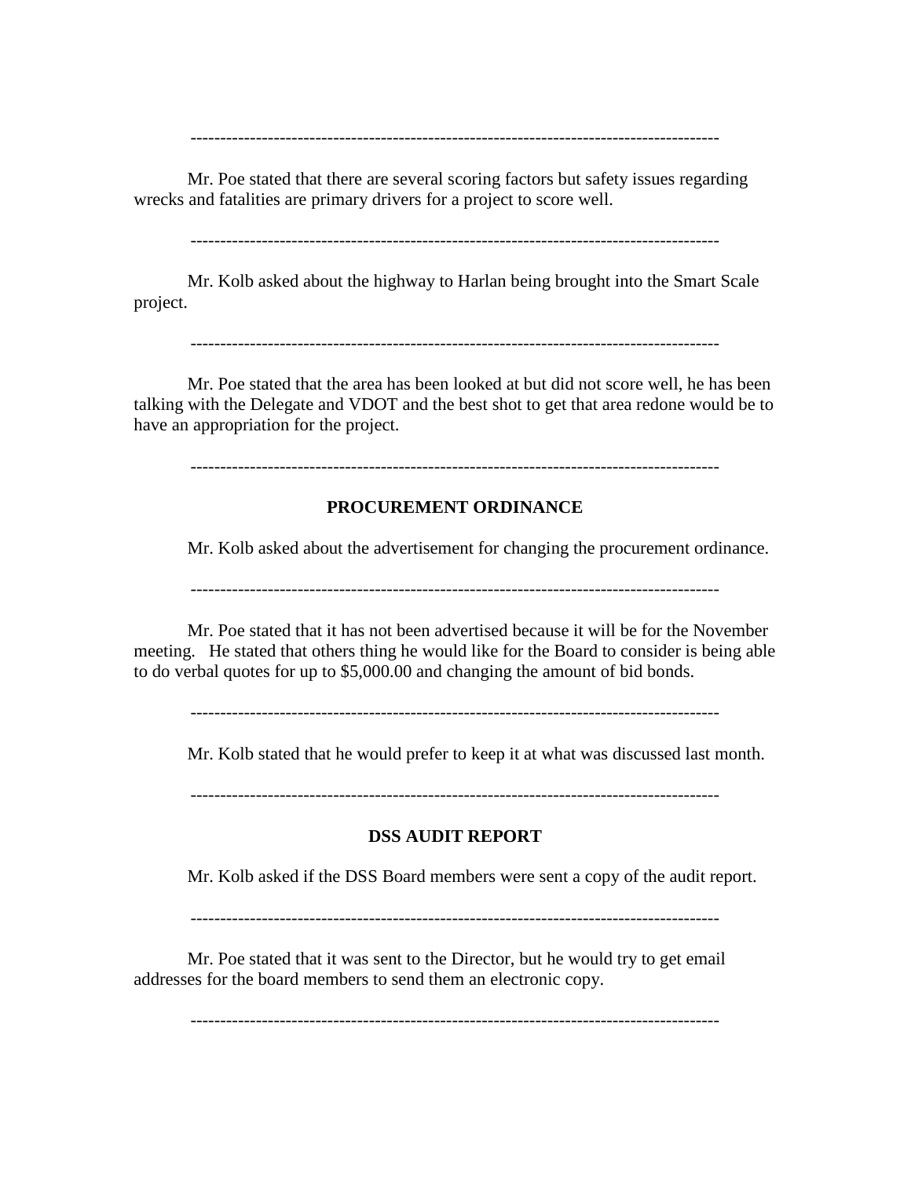-------------------------------------------------------------------------------------------

Mr. Poe stated that there are several scoring factors but safety issues regarding wrecks and fatalities are primary drivers for a project to score well.

-------------------------------------------------------------------------------------------

Mr. Kolb asked about the highway to Harlan being brought into the Smart Scale project.

-------------------------------------------------------------------------------------------

Mr. Poe stated that the area has been looked at but did not score well, he has been talking with the Delegate and VDOT and the best shot to get that area redone would be to have an appropriation for the project.

-------------------------------------------------------------------------------------------

**PROCUREMENT ORDINANCE**

Mr. Kolb asked about the advertisement for changing the procurement ordinance.

-------------------------------------------------------------------------------------------

Mr. Poe stated that it has not been advertised because it will be for the November meeting. He stated that others thing he would like for the Board to consider is being able to do verbal quotes for up to $5,000.00 and changing the amount of bid bonds.

-------------------------------------------------------------------------------------------

Mr. Kolb stated that he would prefer to keep it at what was discussed last month.

-------------------------------------------------------------------------------------------

**DSS AUDIT REPORT**

Mr. Kolb asked if the DSS Board members were sent a copy of the audit report.

-------------------------------------------------------------------------------------------

Mr. Poe stated that it was sent to the Director, but he would try to get email addresses for the board members to send them an electronic copy.

-------------------------------------------------------------------------------------------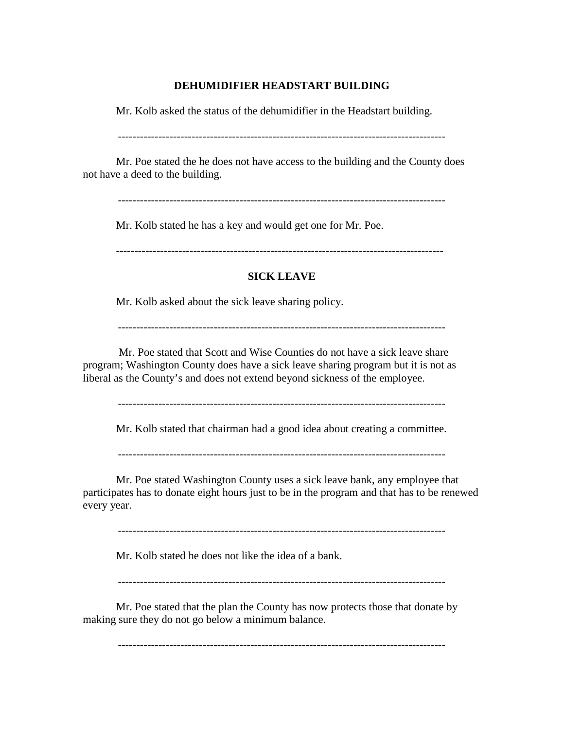**DEHUMIDIFIER HEADSTART BUILDING**

Mr. Kolb asked the status of the dehumidifier in the Headstart building.

-----------------------------------------------------------------------------------------

Mr. Poe stated the he does not have access to the building and the County does not have a deed to the building.

-----------------------------------------------------------------------------------------

Mr. Kolb stated he has a key and would get one for Mr. Poe.

-----------------------------------------------------------------------------------------

**SICK LEAVE**

Mr. Kolb asked about the sick leave sharing policy.

-----------------------------------------------------------------------------------------

Mr. Poe stated that Scott and Wise Counties do not have a sick leave share program; Washington County does have a sick leave sharing program but it is not as liberal as the County's and does not extend beyond sickness of the employee.

-----------------------------------------------------------------------------------------

Mr. Kolb stated that chairman had a good idea about creating a committee.

-----------------------------------------------------------------------------------------

Mr. Poe stated Washington County uses a sick leave bank, any employee that participates has to donate eight hours just to be in the program and that has to be renewed every year.

-----------------------------------------------------------------------------------------

Mr. Kolb stated he does not like the idea of a bank.

-----------------------------------------------------------------------------------------

Mr. Poe stated that the plan the County has now protects those that donate by making sure they do not go below a minimum balance.

-----------------------------------------------------------------------------------------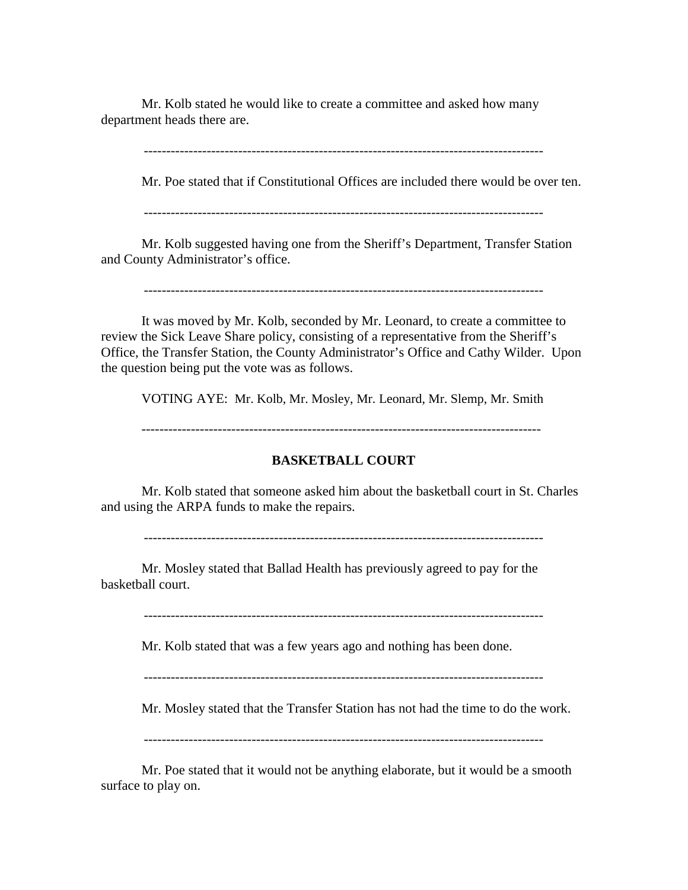Mr. Kolb stated he would like to create a committee and asked how many department heads there are.

---

Mr. Poe stated that if Constitutional Offices are included there would be over ten.

---

Mr. Kolb suggested having one from the Sheriff's Department, Transfer Station and County Administrator's office.

---

It was moved by Mr. Kolb, seconded by Mr. Leonard, to create a committee to review the Sick Leave Share policy, consisting of a representative from the Sheriff's Office, the Transfer Station, the County Administrator's Office and Cathy Wilder. Upon the question being put the vote was as follows.

VOTING AYE: Mr. Kolb, Mr. Mosley, Mr. Leonard, Mr. Slemp, Mr. Smith

---

**BASKETBALL COURT**

Mr. Kolb stated that someone asked him about the basketball court in St. Charles and using the ARPA funds to make the repairs.

---

Mr. Mosley stated that Ballad Health has previously agreed to pay for the basketball court.

---

Mr. Kolb stated that was a few years ago and nothing has been done.

---

Mr. Mosley stated that the Transfer Station has not had the time to do the work.

---

Mr. Poe stated that it would not be anything elaborate, but it would be a smooth surface to play on.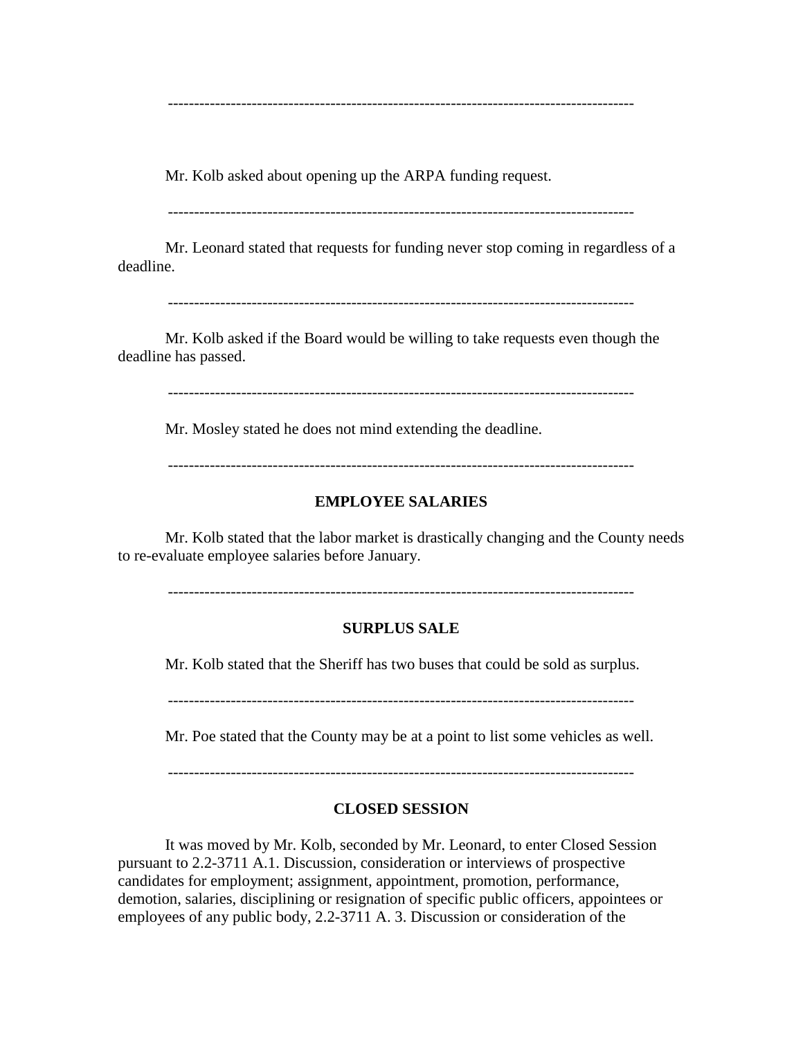---

Mr. Kolb asked about opening up the ARPA funding request.

---

Mr. Leonard stated that requests for funding never stop coming in regardless of a deadline.

---

Mr. Kolb asked if the Board would be willing to take requests even though the deadline has passed.

---

Mr. Mosley stated he does not mind extending the deadline.

---

## EMPLOYEE SALARIES

Mr. Kolb stated that the labor market is drastically changing and the County needs to re-evaluate employee salaries before January.

---

## SURPLUS SALE

Mr. Kolb stated that the Sheriff has two buses that could be sold as surplus.

---

Mr. Poe stated that the County may be at a point to list some vehicles as well.

---

## CLOSED SESSION

It was moved by Mr. Kolb, seconded by Mr. Leonard, to enter Closed Session pursuant to 2.2-3711 A.1. Discussion, consideration or interviews of prospective candidates for employment; assignment, appointment, promotion, performance, demotion, salaries, disciplining or resignation of specific public officers, appointees or employees of any public body, 2.2-3711 A. 3. Discussion or consideration of the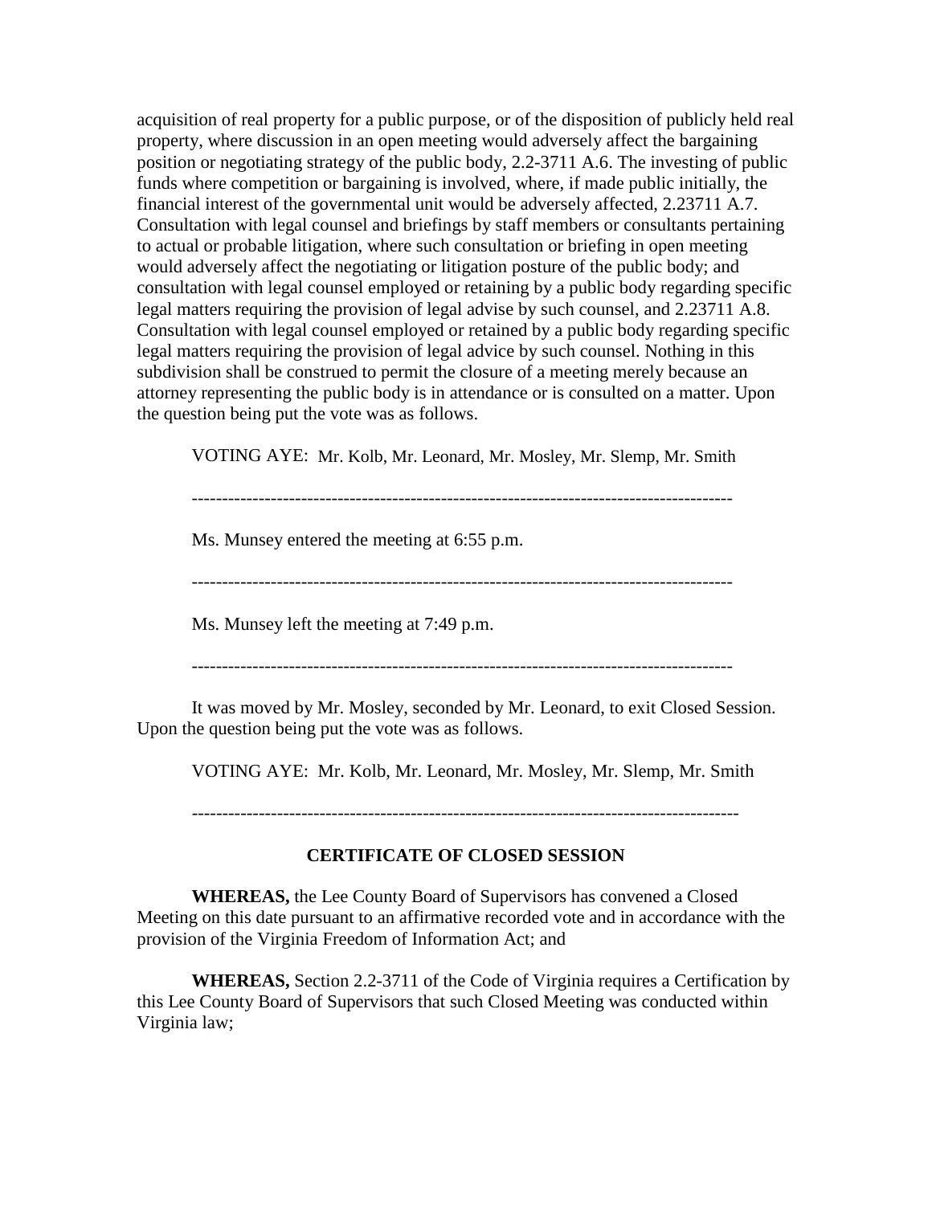acquisition of real property for a public purpose, or of the disposition of publicly held real property, where discussion in an open meeting would adversely affect the bargaining position or negotiating strategy of the public body, 2.2-3711 A.6. The investing of public funds where competition or bargaining is involved, where, if made public initially, the financial interest of the governmental unit would be adversely affected, 2.23711 A.7. Consultation with legal counsel and briefings by staff members or consultants pertaining to actual or probable litigation, where such consultation or briefing in open meeting would adversely affect the negotiating or litigation posture of the public body; and consultation with legal counsel employed or retaining by a public body regarding specific legal matters requiring the provision of legal advise by such counsel, and 2.23711 A.8. Consultation with legal counsel employed or retained by a public body regarding specific legal matters requiring the provision of legal advice by such counsel. Nothing in this subdivision shall be construed to permit the closure of a meeting merely because an attorney representing the public body is in attendance or is consulted on a matter. Upon the question being put the vote was as follows.

VOTING AYE: Mr. Kolb, Mr. Leonard, Mr. Mosley, Mr. Slemp, Mr. Smith

---

Ms. Munsey entered the meeting at 6:55 p.m.

---

Ms. Munsey left the meeting at 7:49 p.m.

---

It was moved by Mr. Mosley, seconded by Mr. Leonard, to exit Closed Session. Upon the question being put the vote was as follows.

VOTING AYE: Mr. Kolb, Mr. Leonard, Mr. Mosley, Mr. Slemp, Mr. Smith

---

**CERTIFICATE OF CLOSED SESSION**

**WHEREAS,** the Lee County Board of Supervisors has convened a Closed Meeting on this date pursuant to an affirmative recorded vote and in accordance with the provision of the Virginia Freedom of Information Act; and

**WHEREAS,** Section 2.2-3711 of the Code of Virginia requires a Certification by this Lee County Board of Supervisors that such Closed Meeting was conducted within Virginia law;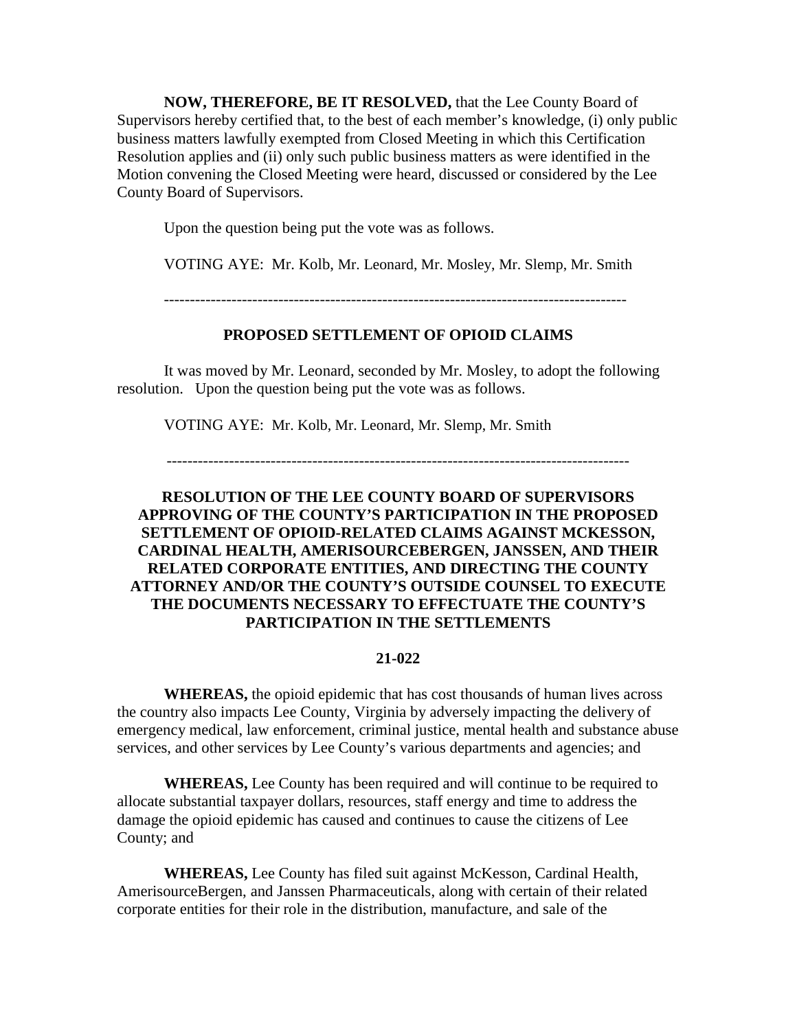**NOW, THEREFORE, BE IT RESOLVED,** that the Lee County Board of Supervisors hereby certified that, to the best of each member's knowledge, (i) only public business matters lawfully exempted from Closed Meeting in which this Certification Resolution applies and (ii) only such public business matters as were identified in the Motion convening the Closed Meeting were heard, discussed or considered by the Lee County Board of Supervisors.

Upon the question being put the vote was as follows.

VOTING AYE: Mr. Kolb, Mr. Leonard, Mr. Mosley, Mr. Slemp, Mr. Smith

-----------------------------------------------------------------------------------------

**PROPOSED SETTLEMENT OF OPIOID CLAIMS**

It was moved by Mr. Leonard, seconded by Mr. Mosley, to adopt the following resolution. Upon the question being put the vote was as follows.

VOTING AYE: Mr. Kolb, Mr. Leonard, Mr. Slemp, Mr. Smith

-----------------------------------------------------------------------------------------

**RESOLUTION OF THE LEE COUNTY BOARD OF SUPERVISORS APPROVING OF THE COUNTY'S PARTICIPATION IN THE PROPOSED SETTLEMENT OF OPIOID-RELATED CLAIMS AGAINST MCKESSON, CARDINAL HEALTH, AMERISOURCEBERGEN, JANSSEN, AND THEIR RELATED CORPORATE ENTITIES, AND DIRECTING THE COUNTY ATTORNEY AND/OR THE COUNTY'S OUTSIDE COUNSEL TO EXECUTE THE DOCUMENTS NECESSARY TO EFFECTUATE THE COUNTY'S PARTICIPATION IN THE SETTLEMENTS**

**21-022**

**WHEREAS,** the opioid epidemic that has cost thousands of human lives across the country also impacts Lee County, Virginia by adversely impacting the delivery of emergency medical, law enforcement, criminal justice, mental health and substance abuse services, and other services by Lee County's various departments and agencies; and

**WHEREAS,** Lee County has been required and will continue to be required to allocate substantial taxpayer dollars, resources, staff energy and time to address the damage the opioid epidemic has caused and continues to cause the citizens of Lee County; and

**WHEREAS,** Lee County has filed suit against McKesson, Cardinal Health, AmerisourceBergen, and Janssen Pharmaceuticals, along with certain of their related corporate entities for their role in the distribution, manufacture, and sale of the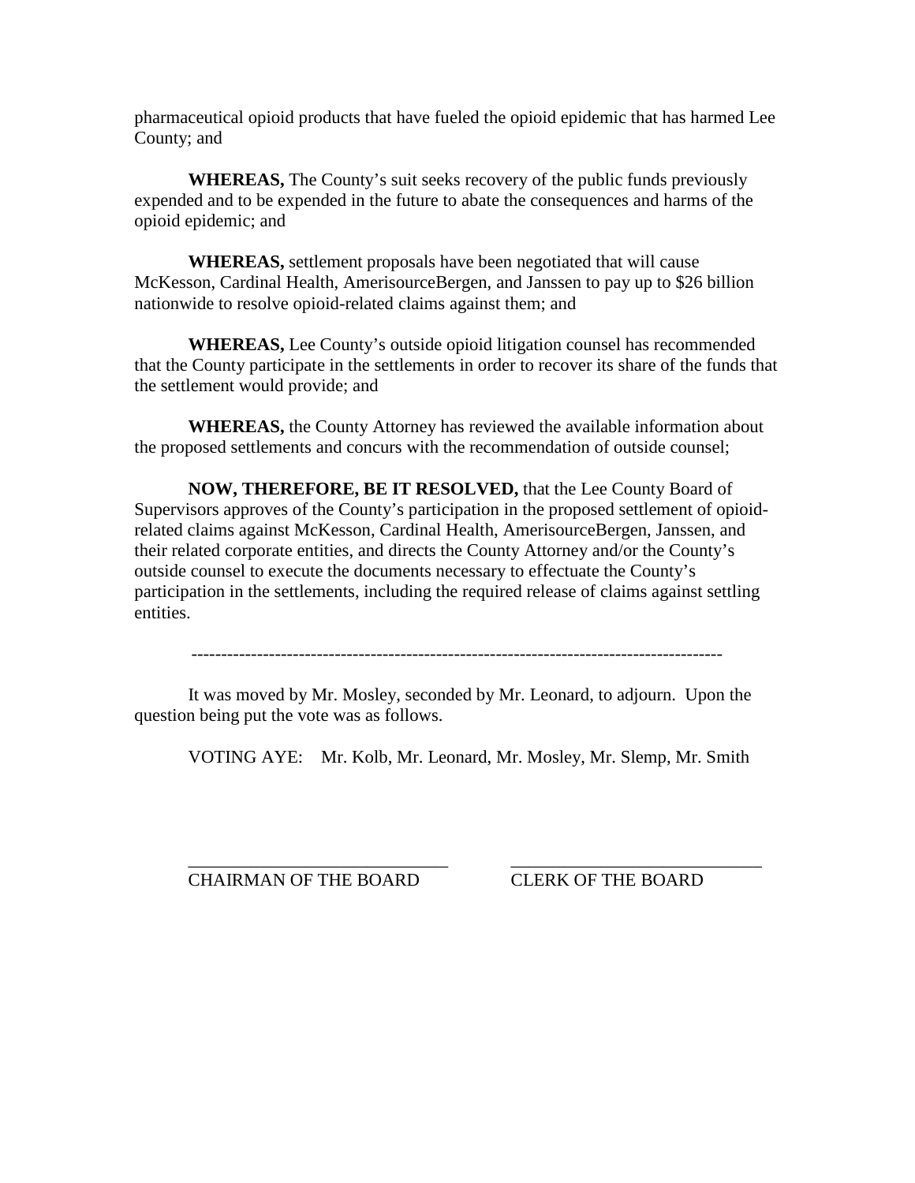pharmaceutical opioid products that have fueled the opioid epidemic that has harmed Lee County; and

**WHEREAS,** The County's suit seeks recovery of the public funds previously expended and to be expended in the future to abate the consequences and harms of the opioid epidemic; and

**WHEREAS,** settlement proposals have been negotiated that will cause McKesson, Cardinal Health, AmerisourceBergen, and Janssen to pay up to $26 billion nationwide to resolve opioid-related claims against them; and

**WHEREAS,** Lee County's outside opioid litigation counsel has recommended that the County participate in the settlements in order to recover its share of the funds that the settlement would provide; and

**WHEREAS,** the County Attorney has reviewed the available information about the proposed settlements and concurs with the recommendation of outside counsel;

**NOW, THEREFORE, BE IT RESOLVED,** that the Lee County Board of Supervisors approves of the County's participation in the proposed settlement of opioid-related claims against McKesson, Cardinal Health, AmerisourceBergen, Janssen, and their related corporate entities, and directs the County Attorney and/or the County's outside counsel to execute the documents necessary to effectuate the County's participation in the settlements, including the required release of claims against settling entities.

---

It was moved by Mr. Mosley, seconded by Mr. Leonard, to adjourn. Upon the question being put the vote was as follows.

VOTING AYE: Mr. Kolb, Mr. Leonard, Mr. Mosley, Mr. Slemp, Mr. Smith

\_\_\_\_\_\_\_\_\_\_\_\_\_\_\_\_\_\_\_\_\_\_\_\_\_\_\_\_ CHAIRMAN OF THE BOARD

\_\_\_\_\_\_\_\_\_\_\_\_\_\_\_\_\_\_\_\_\_\_\_\_\_\_\_\_ CLERK OF THE BOARD